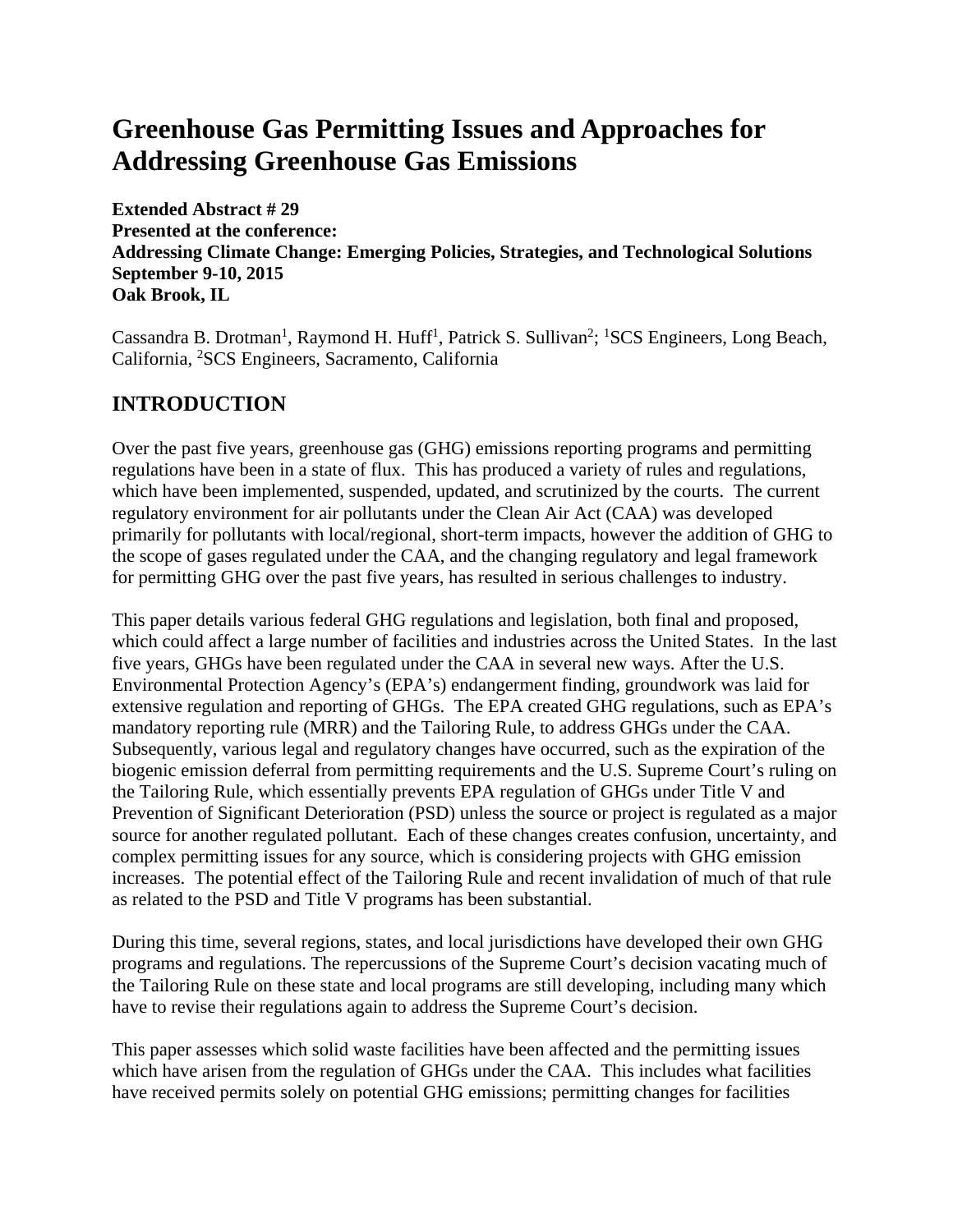# Greenhouse Gas Permitting Issues and Approaches for Addressing Greenhouse Gas Emissions

**Extended Abstract # 29**
**Presented at the conference:**
**Addressing Climate Change: Emerging Policies, Strategies, and Technological Solutions**
**September 9-10, 2015**
**Oak Brook, IL**

Cassandra B. Drotman[1], Raymond H. Huff[1], Patrick S. Sullivan[2]; [1]SCS Engineers, Long Beach, California, [2]SCS Engineers, Sacramento, California

## INTRODUCTION

Over the past five years, greenhouse gas (GHG) emissions reporting programs and permitting regulations have been in a state of flux. This has produced a variety of rules and regulations, which have been implemented, suspended, updated, and scrutinized by the courts. The current regulatory environment for air pollutants under the Clean Air Act (CAA) was developed primarily for pollutants with local/regional, short-term impacts, however the addition of GHG to the scope of gases regulated under the CAA, and the changing regulatory and legal framework for permitting GHG over the past five years, has resulted in serious challenges to industry.

This paper details various federal GHG regulations and legislation, both final and proposed, which could affect a large number of facilities and industries across the United States. In the last five years, GHGs have been regulated under the CAA in several new ways. After the U.S. Environmental Protection Agency's (EPA's) endangerment finding, groundwork was laid for extensive regulation and reporting of GHGs. The EPA created GHG regulations, such as EPA's mandatory reporting rule (MRR) and the Tailoring Rule, to address GHGs under the CAA. Subsequently, various legal and regulatory changes have occurred, such as the expiration of the biogenic emission deferral from permitting requirements and the U.S. Supreme Court's ruling on the Tailoring Rule, which essentially prevents EPA regulation of GHGs under Title V and Prevention of Significant Deterioration (PSD) unless the source or project is regulated as a major source for another regulated pollutant. Each of these changes creates confusion, uncertainty, and complex permitting issues for any source, which is considering projects with GHG emission increases. The potential effect of the Tailoring Rule and recent invalidation of much of that rule as related to the PSD and Title V programs has been substantial.

During this time, several regions, states, and local jurisdictions have developed their own GHG programs and regulations. The repercussions of the Supreme Court's decision vacating much of the Tailoring Rule on these state and local programs are still developing, including many which have to revise their regulations again to address the Supreme Court's decision.

This paper assesses which solid waste facilities have been affected and the permitting issues which have arisen from the regulation of GHGs under the CAA. This includes what facilities have received permits solely on potential GHG emissions; permitting changes for facilities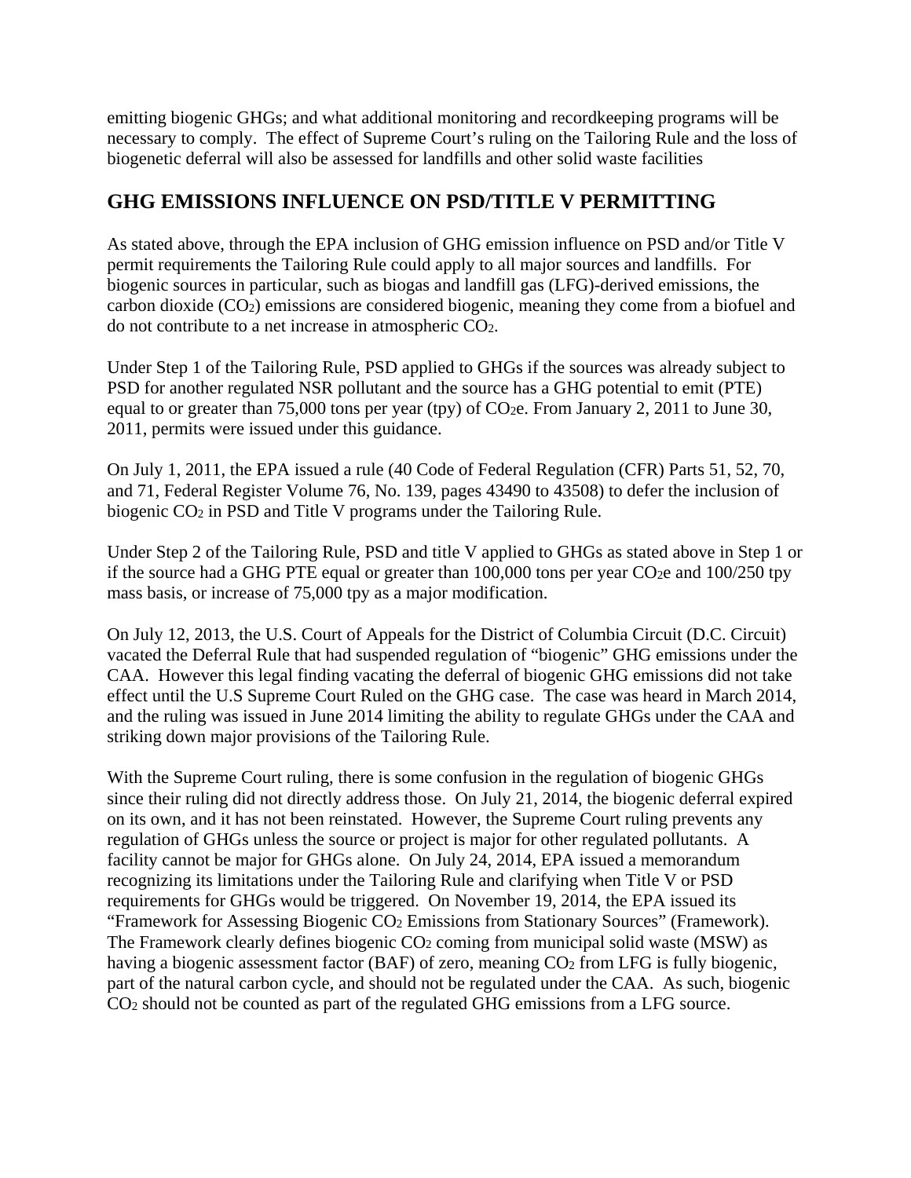emitting biogenic GHGs; and what additional monitoring and recordkeeping programs will be necessary to comply. The effect of Supreme Court's ruling on the Tailoring Rule and the loss of biogenetic deferral will also be assessed for landfills and other solid waste facilities

## GHG EMISSIONS INFLUENCE ON PSD/TITLE V PERMITTING

As stated above, through the EPA inclusion of GHG emission influence on PSD and/or Title V permit requirements the Tailoring Rule could apply to all major sources and landfills. For biogenic sources in particular, such as biogas and landfill gas (LFG)-derived emissions, the carbon dioxide ($CO_2$) emissions are considered biogenic, meaning they come from a biofuel and do not contribute to a net increase in atmospheric $CO_2$.

Under Step 1 of the Tailoring Rule, PSD applied to GHGs if the sources was already subject to PSD for another regulated NSR pollutant and the source has a GHG potential to emit (PTE) equal to or greater than 75,000 tons per year (tpy) of $CO_2$e. From January 2, 2011 to June 30, 2011, permits were issued under this guidance.

On July 1, 2011, the EPA issued a rule (40 Code of Federal Regulation (CFR) Parts 51, 52, 70, and 71, Federal Register Volume 76, No. 139, pages 43490 to 43508) to defer the inclusion of biogenic $CO_2$ in PSD and Title V programs under the Tailoring Rule.

Under Step 2 of the Tailoring Rule, PSD and title V applied to GHGs as stated above in Step 1 or if the source had a GHG PTE equal or greater than 100,000 tons per year $CO_2$e and 100/250 tpy mass basis, or increase of 75,000 tpy as a major modification.

On July 12, 2013, the U.S. Court of Appeals for the District of Columbia Circuit (D.C. Circuit) vacated the Deferral Rule that had suspended regulation of "biogenic" GHG emissions under the CAA. However this legal finding vacating the deferral of biogenic GHG emissions did not take effect until the U.S Supreme Court Ruled on the GHG case. The case was heard in March 2014, and the ruling was issued in June 2014 limiting the ability to regulate GHGs under the CAA and striking down major provisions of the Tailoring Rule.

With the Supreme Court ruling, there is some confusion in the regulation of biogenic GHGs since their ruling did not directly address those. On July 21, 2014, the biogenic deferral expired on its own, and it has not been reinstated. However, the Supreme Court ruling prevents any regulation of GHGs unless the source or project is major for other regulated pollutants. A facility cannot be major for GHGs alone. On July 24, 2014, EPA issued a memorandum recognizing its limitations under the Tailoring Rule and clarifying when Title V or PSD requirements for GHGs would be triggered. On November 19, 2014, the EPA issued its "Framework for Assessing Biogenic $CO_2$ Emissions from Stationary Sources" (Framework). The Framework clearly defines biogenic $CO_2$ coming from municipal solid waste (MSW) as having a biogenic assessment factor (BAF) of zero, meaning $CO_2$ from LFG is fully biogenic, part of the natural carbon cycle, and should not be regulated under the CAA. As such, biogenic $CO_2$ should not be counted as part of the regulated GHG emissions from a LFG source.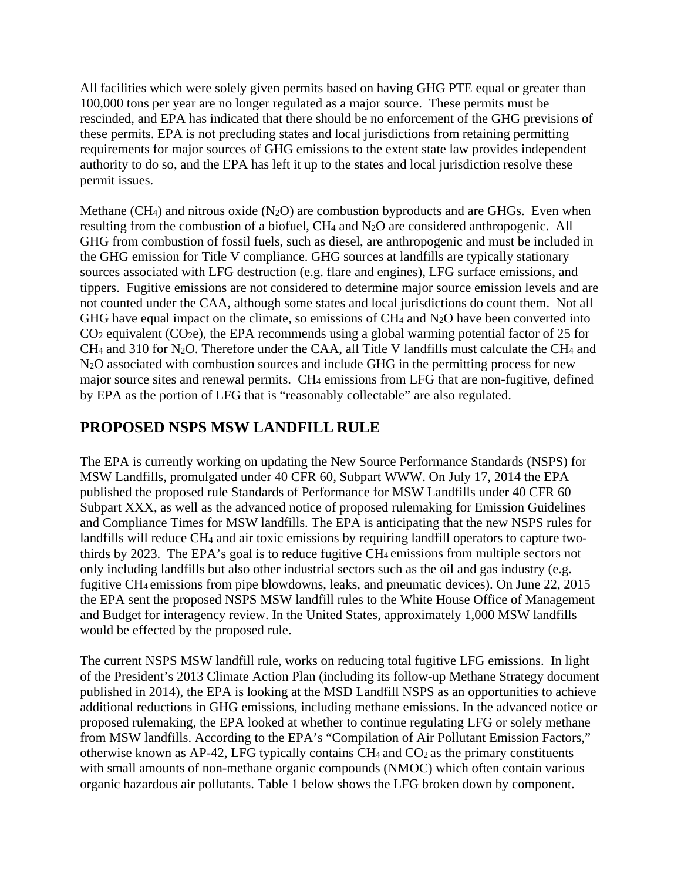All facilities which were solely given permits based on having GHG PTE equal or greater than 100,000 tons per year are no longer regulated as a major source. These permits must be rescinded, and EPA has indicated that there should be no enforcement of the GHG previsions of these permits. EPA is not precluding states and local jurisdictions from retaining permitting requirements for major sources of GHG emissions to the extent state law provides independent authority to do so, and the EPA has left it up to the states and local jurisdiction resolve these permit issues.

Methane ($CH_4$) and nitrous oxide ($N_2O$) are combustion byproducts and are GHGs. Even when resulting from the combustion of a biofuel, $CH_4$ and $N_2O$ are considered anthropogenic. All GHG from combustion of fossil fuels, such as diesel, are anthropogenic and must be included in the GHG emission for Title V compliance. GHG sources at landfills are typically stationary sources associated with LFG destruction (e.g. flare and engines), LFG surface emissions, and tippers. Fugitive emissions are not considered to determine major source emission levels and are not counted under the CAA, although some states and local jurisdictions do count them. Not all GHG have equal impact on the climate, so emissions of $CH_4$ and $N_2O$ have been converted into $CO_2$ equivalent ($CO_2e$), the EPA recommends using a global warming potential factor of 25 for $CH_4$ and 310 for $N_2O$. Therefore under the CAA, all Title V landfills must calculate the $CH_4$ and $N_2O$ associated with combustion sources and include GHG in the permitting process for new major source sites and renewal permits. $CH_4$ emissions from LFG that are non-fugitive, defined by EPA as the portion of LFG that is "reasonably collectable" are also regulated.

## PROPOSED NSPS MSW LANDFILL RULE

The EPA is currently working on updating the New Source Performance Standards (NSPS) for MSW Landfills, promulgated under 40 CFR 60, Subpart WWW. On July 17, 2014 the EPA published the proposed rule Standards of Performance for MSW Landfills under 40 CFR 60 Subpart XXX, as well as the advanced notice of proposed rulemaking for Emission Guidelines and Compliance Times for MSW landfills. The EPA is anticipating that the new NSPS rules for landfills will reduce $CH_4$ and air toxic emissions by requiring landfill operators to capture two-thirds by 2023. The EPA's goal is to reduce fugitive $CH_4$ emissions from multiple sectors not only including landfills but also other industrial sectors such as the oil and gas industry (e.g. fugitive $CH_4$ emissions from pipe blowdowns, leaks, and pneumatic devices). On June 22, 2015 the EPA sent the proposed NSPS MSW landfill rules to the White House Office of Management and Budget for interagency review. In the United States, approximately 1,000 MSW landfills would be effected by the proposed rule.

The current NSPS MSW landfill rule, works on reducing total fugitive LFG emissions. In light of the President's 2013 Climate Action Plan (including its follow-up Methane Strategy document published in 2014), the EPA is looking at the MSD Landfill NSPS as an opportunities to achieve additional reductions in GHG emissions, including methane emissions. In the advanced notice or proposed rulemaking, the EPA looked at whether to continue regulating LFG or solely methane from MSW landfills. According to the EPA's "Compilation of Air Pollutant Emission Factors," otherwise known as AP-42, LFG typically contains $CH_4$ and $CO_2$ as the primary constituents with small amounts of non-methane organic compounds (NMOC) which often contain various organic hazardous air pollutants. Table 1 below shows the LFG broken down by component.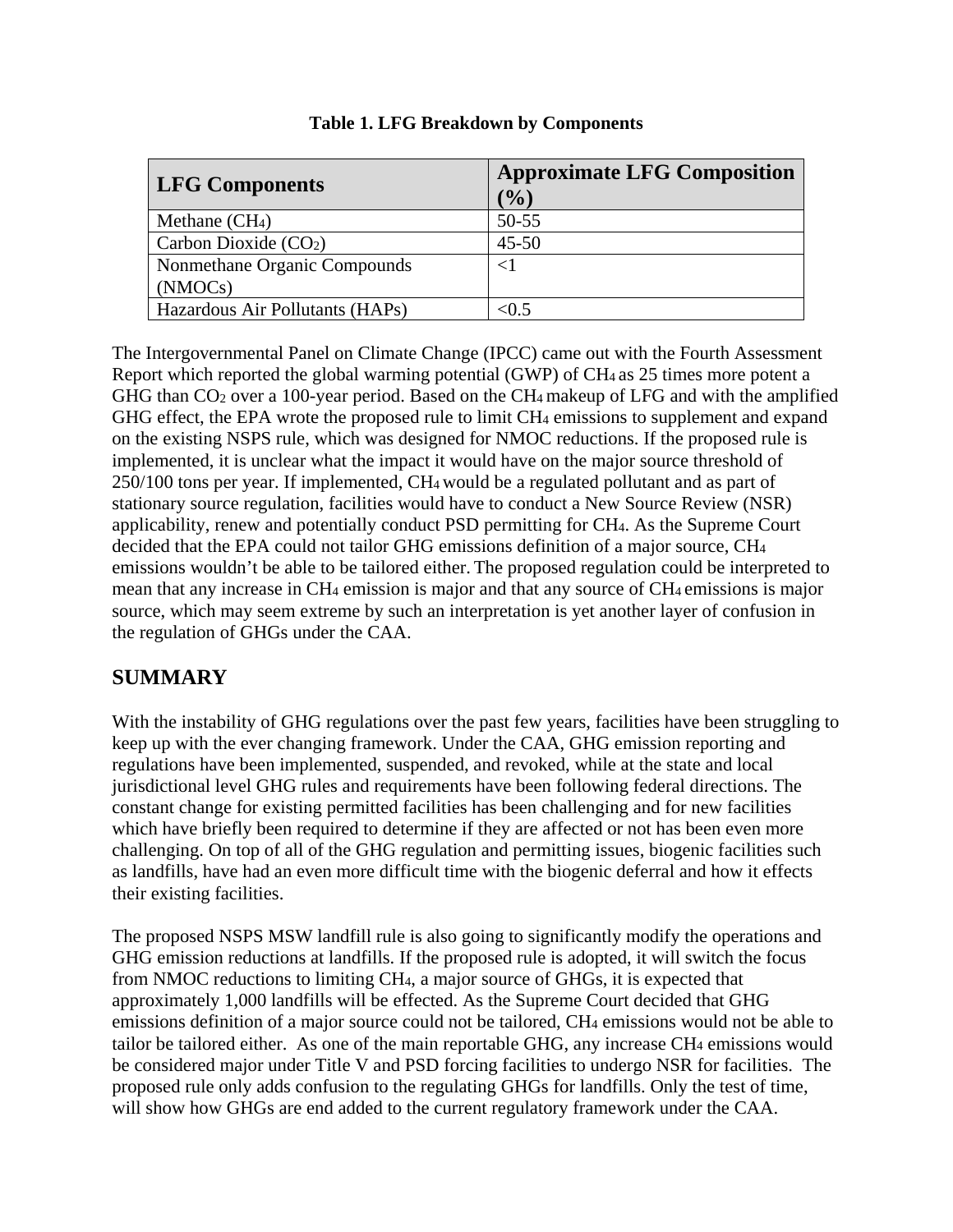**Table 1. LFG Breakdown by Components**

| LFG Components | Approximate LFG Composition (%) |
|---|---|
| Methane ($CH_4$) | 50-55 |
| Carbon Dioxide ($CO_2$) | 45-50 |
| Nonmethane Organic Compounds (NMOCs) | <1 |
| Hazardous Air Pollutants (HAPs) | <0.5 |

The Intergovernmental Panel on Climate Change (IPCC) came out with the Fourth Assessment Report which reported the global warming potential (GWP) of $CH_4$ as 25 times more potent a GHG than $CO_2$ over a 100-year period. Based on the $CH_4$ makeup of LFG and with the amplified GHG effect, the EPA wrote the proposed rule to limit $CH_4$ emissions to supplement and expand on the existing NSPS rule, which was designed for NMOC reductions. If the proposed rule is implemented, it is unclear what the impact it would have on the major source threshold of 250/100 tons per year. If implemented, $CH_4$ would be a regulated pollutant and as part of stationary source regulation, facilities would have to conduct a New Source Review (NSR) applicability, renew and potentially conduct PSD permitting for $CH_4$. As the Supreme Court decided that the EPA could not tailor GHG emissions definition of a major source, $CH_4$ emissions wouldn't be able to be tailored either. The proposed regulation could be interpreted to mean that any increase in $CH_4$ emission is major and that any source of $CH_4$ emissions is major source, which may seem extreme by such an interpretation is yet another layer of confusion in the regulation of GHGs under the CAA.

## SUMMARY

With the instability of GHG regulations over the past few years, facilities have been struggling to keep up with the ever changing framework. Under the CAA, GHG emission reporting and regulations have been implemented, suspended, and revoked, while at the state and local jurisdictional level GHG rules and requirements have been following federal directions. The constant change for existing permitted facilities has been challenging and for new facilities which have briefly been required to determine if they are affected or not has been even more challenging. On top of all of the GHG regulation and permitting issues, biogenic facilities such as landfills, have had an even more difficult time with the biogenic deferral and how it effects their existing facilities.

The proposed NSPS MSW landfill rule is also going to significantly modify the operations and GHG emission reductions at landfills. If the proposed rule is adopted, it will switch the focus from NMOC reductions to limiting $CH_4$, a major source of GHGs, it is expected that approximately 1,000 landfills will be effected. As the Supreme Court decided that GHG emissions definition of a major source could not be tailored, $CH_4$ emissions would not be able to tailor be tailored either. As one of the main reportable GHG, any increase $CH_4$ emissions would be considered major under Title V and PSD forcing facilities to undergo NSR for facilities. The proposed rule only adds confusion to the regulating GHGs for landfills. Only the test of time, will show how GHGs are end added to the current regulatory framework under the CAA.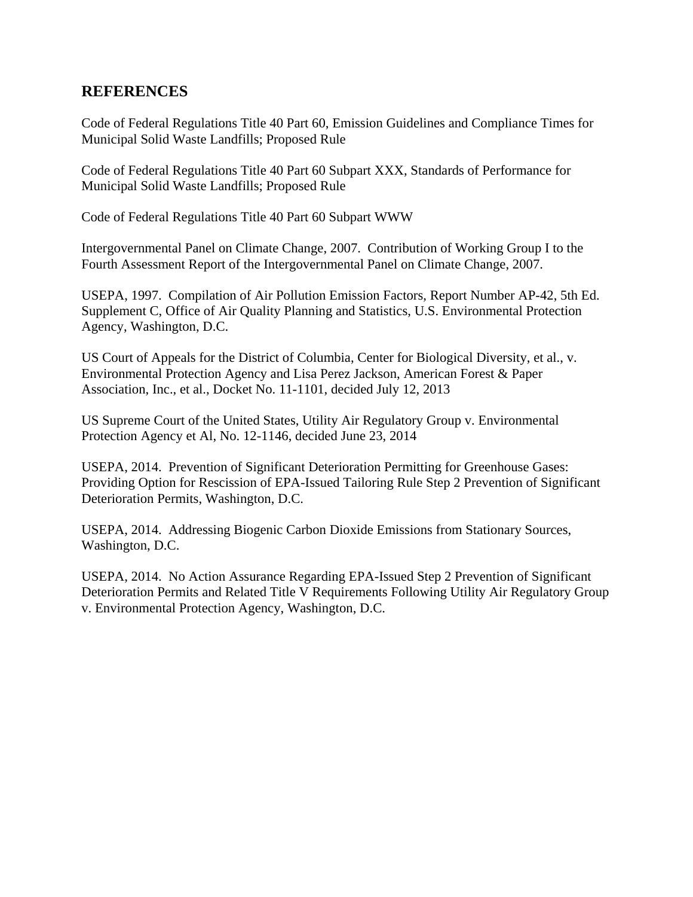## REFERENCES

Code of Federal Regulations Title 40 Part 60, Emission Guidelines and Compliance Times for Municipal Solid Waste Landfills; Proposed Rule

Code of Federal Regulations Title 40 Part 60 Subpart XXX, Standards of Performance for Municipal Solid Waste Landfills; Proposed Rule

Code of Federal Regulations Title 40 Part 60 Subpart WWW

Intergovernmental Panel on Climate Change, 2007. Contribution of Working Group I to the Fourth Assessment Report of the Intergovernmental Panel on Climate Change, 2007.

USEPA, 1997. Compilation of Air Pollution Emission Factors, Report Number AP-42, 5th Ed. Supplement C, Office of Air Quality Planning and Statistics, U.S. Environmental Protection Agency, Washington, D.C.

US Court of Appeals for the District of Columbia, Center for Biological Diversity, et al., v. Environmental Protection Agency and Lisa Perez Jackson, American Forest & Paper Association, Inc., et al., Docket No. 11-1101, decided July 12, 2013

US Supreme Court of the United States, Utility Air Regulatory Group v. Environmental Protection Agency et Al, No. 12-1146, decided June 23, 2014

USEPA, 2014. Prevention of Significant Deterioration Permitting for Greenhouse Gases: Providing Option for Rescission of EPA-Issued Tailoring Rule Step 2 Prevention of Significant Deterioration Permits, Washington, D.C.

USEPA, 2014. Addressing Biogenic Carbon Dioxide Emissions from Stationary Sources, Washington, D.C.

USEPA, 2014. No Action Assurance Regarding EPA-Issued Step 2 Prevention of Significant Deterioration Permits and Related Title V Requirements Following Utility Air Regulatory Group v. Environmental Protection Agency, Washington, D.C.